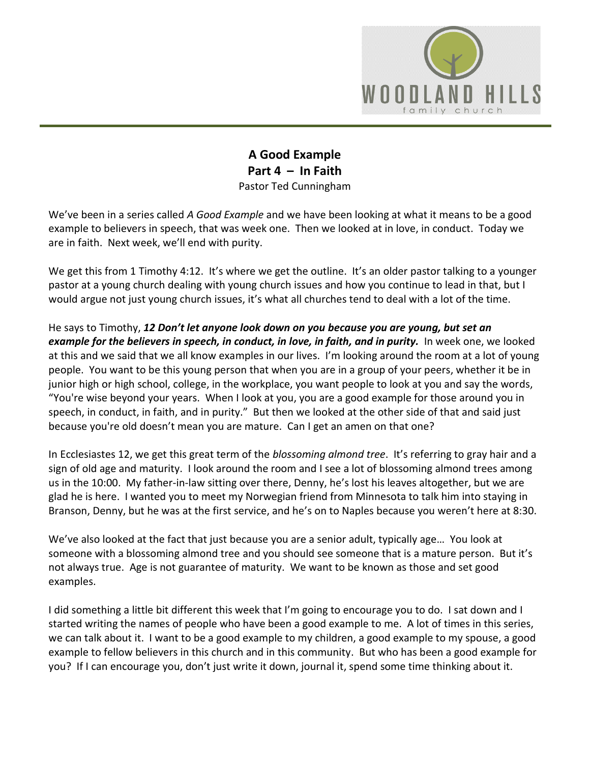# A Good Example
## Part 4 – In Faith
Pastor Ted Cunningham

We've been in a series called *A Good Example* and we have been looking at what it means to be a good example to believers in speech, that was week one. Then we looked at in love, in conduct. Today we are in faith. Next week, we'll end with purity.

We get this from 1 Timothy 4:12. It's where we get the outline. It's an older pastor talking to a younger pastor at a young church dealing with young church issues and how you continue to lead in that, but I would argue not just young church issues, it's what all churches tend to deal with a lot of the time.

He says to Timothy, ***12 Don't let anyone look down on you because you are young, but set an example for the believers in speech, in conduct, in love, in faith, and in purity.*** In week one, we looked at this and we said that we all know examples in our lives. I'm looking around the room at a lot of young people. You want to be this young person that when you are in a group of your peers, whether it be in junior high or high school, college, in the workplace, you want people to look at you and say the words, "You're wise beyond your years. When I look at you, you are a good example for those around you in speech, in conduct, in faith, and in purity." But then we looked at the other side of that and said just because you're old doesn't mean you are mature. Can I get an amen on that one?

In Ecclesiastes 12, we get this great term of the *blossoming almond tree*. It's referring to gray hair and a sign of old age and maturity. I look around the room and I see a lot of blossoming almond trees among us in the 10:00. My father-in-law sitting over there, Denny, he's lost his leaves altogether, but we are glad he is here. I wanted you to meet my Norwegian friend from Minnesota to talk him into staying in Branson, Denny, but he was at the first service, and he's on to Naples because you weren't here at 8:30.

We've also looked at the fact that just because you are a senior adult, typically age… You look at someone with a blossoming almond tree and you should see someone that is a mature person. But it's not always true. Age is not guarantee of maturity. We want to be known as those and set good examples.

I did something a little bit different this week that I'm going to encourage you to do. I sat down and I started writing the names of people who have been a good example to me. A lot of times in this series, we can talk about it. I want to be a good example to my children, a good example to my spouse, a good example to fellow believers in this church and in this community. But who has been a good example for you? If I can encourage you, don't just write it down, journal it, spend some time thinking about it.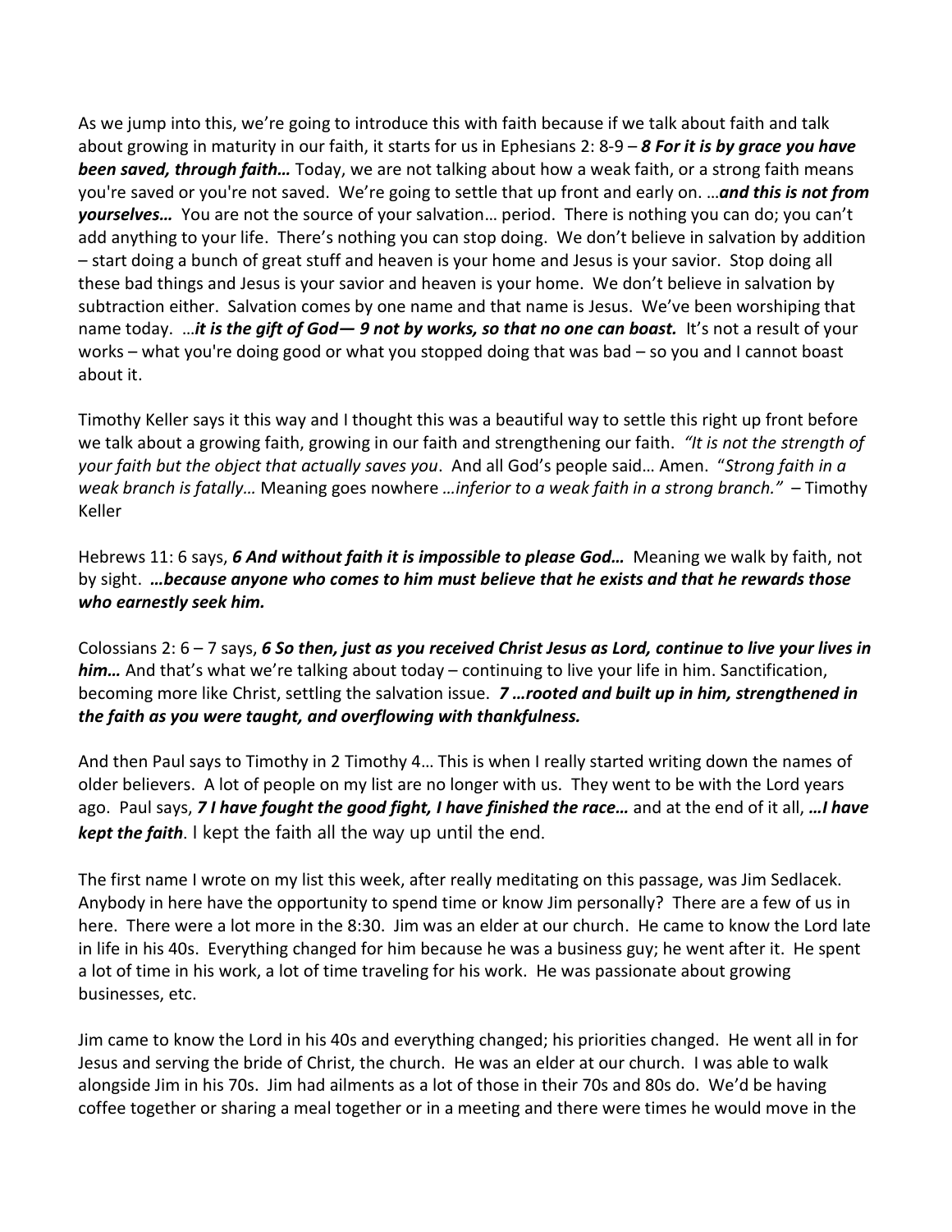As we jump into this, we're going to introduce this with faith because if we talk about faith and talk about growing in maturity in our faith, it starts for us in Ephesians 2: 8-9 – ***8 For it is by grace you have been saved, through faith…*** Today, we are not talking about how a weak faith, or a strong faith means you're saved or you're not saved. We're going to settle that up front and early on. …***and this is not from yourselves…*** You are not the source of your salvation… period. There is nothing you can do; you can't add anything to your life. There's nothing you can stop doing. We don't believe in salvation by addition – start doing a bunch of great stuff and heaven is your home and Jesus is your savior. Stop doing all these bad things and Jesus is your savior and heaven is your home. We don't believe in salvation by subtraction either. Salvation comes by one name and that name is Jesus. We've been worshiping that name today. …***it is the gift of God— 9 not by works, so that no one can boast.*** It's not a result of your works – what you're doing good or what you stopped doing that was bad – so you and I cannot boast about it.

Timothy Keller says it this way and I thought this was a beautiful way to settle this right up front before we talk about a growing faith, growing in our faith and strengthening our faith. *"It is not the strength of your faith but the object that actually saves you*. And all God's people said… Amen. "*Strong faith in a weak branch is fatally…* Meaning goes nowhere *…inferior to a weak faith in a strong branch."* – Timothy Keller

Hebrews 11: 6 says, ***6 And without faith it is impossible to please God…*** Meaning we walk by faith, not by sight. ***…because anyone who comes to him must believe that he exists and that he rewards those who earnestly seek him.***

Colossians 2: 6 – 7 says, ***6 So then, just as you received Christ Jesus as Lord, continue to live your lives in him…*** And that's what we're talking about today – continuing to live your life in him. Sanctification, becoming more like Christ, settling the salvation issue. ***7 …rooted and built up in him, strengthened in the faith as you were taught, and overflowing with thankfulness.***

And then Paul says to Timothy in 2 Timothy 4… This is when I really started writing down the names of older believers. A lot of people on my list are no longer with us. They went to be with the Lord years ago. Paul says, ***7 I have fought the good fight, I have finished the race…*** and at the end of it all, ***…I have kept the faith***. I kept the faith all the way up until the end.

The first name I wrote on my list this week, after really meditating on this passage, was Jim Sedlacek. Anybody in here have the opportunity to spend time or know Jim personally? There are a few of us in here. There were a lot more in the 8:30. Jim was an elder at our church. He came to know the Lord late in life in his 40s. Everything changed for him because he was a business guy; he went after it. He spent a lot of time in his work, a lot of time traveling for his work. He was passionate about growing businesses, etc.

Jim came to know the Lord in his 40s and everything changed; his priorities changed. He went all in for Jesus and serving the bride of Christ, the church. He was an elder at our church. I was able to walk alongside Jim in his 70s. Jim had ailments as a lot of those in their 70s and 80s do. We'd be having coffee together or sharing a meal together or in a meeting and there were times he would move in the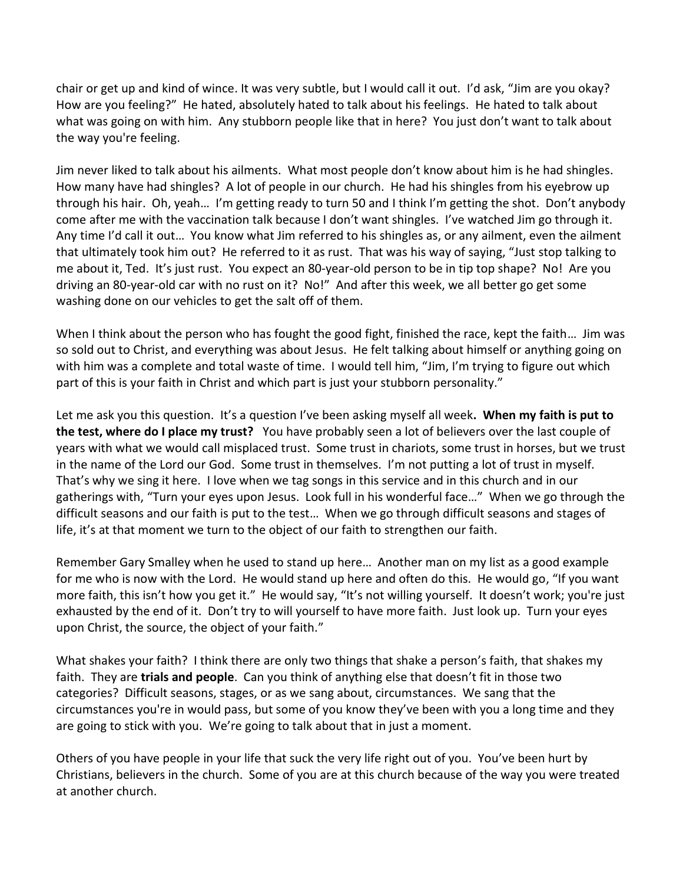chair or get up and kind of wince. It was very subtle, but I would call it out. I'd ask, "Jim are you okay? How are you feeling?" He hated, absolutely hated to talk about his feelings. He hated to talk about what was going on with him. Any stubborn people like that in here? You just don't want to talk about the way you're feeling.

Jim never liked to talk about his ailments. What most people don't know about him is he had shingles. How many have had shingles? A lot of people in our church. He had his shingles from his eyebrow up through his hair. Oh, yeah… I'm getting ready to turn 50 and I think I'm getting the shot. Don't anybody come after me with the vaccination talk because I don't want shingles. I've watched Jim go through it. Any time I'd call it out… You know what Jim referred to his shingles as, or any ailment, even the ailment that ultimately took him out? He referred to it as rust. That was his way of saying, "Just stop talking to me about it, Ted. It's just rust. You expect an 80-year-old person to be in tip top shape? No! Are you driving an 80-year-old car with no rust on it? No!" And after this week, we all better go get some washing done on our vehicles to get the salt off of them.

When I think about the person who has fought the good fight, finished the race, kept the faith… Jim was so sold out to Christ, and everything was about Jesus. He felt talking about himself or anything going on with him was a complete and total waste of time. I would tell him, "Jim, I'm trying to figure out which part of this is your faith in Christ and which part is just your stubborn personality."

Let me ask you this question. It's a question I've been asking myself all week**. When my faith is put to the test, where do I place my trust?** You have probably seen a lot of believers over the last couple of years with what we would call misplaced trust. Some trust in chariots, some trust in horses, but we trust in the name of the Lord our God. Some trust in themselves. I'm not putting a lot of trust in myself. That's why we sing it here. I love when we tag songs in this service and in this church and in our gatherings with, "Turn your eyes upon Jesus. Look full in his wonderful face…" When we go through the difficult seasons and our faith is put to the test… When we go through difficult seasons and stages of life, it's at that moment we turn to the object of our faith to strengthen our faith.

Remember Gary Smalley when he used to stand up here… Another man on my list as a good example for me who is now with the Lord. He would stand up here and often do this. He would go, "If you want more faith, this isn't how you get it." He would say, "It's not willing yourself. It doesn't work; you're just exhausted by the end of it. Don't try to will yourself to have more faith. Just look up. Turn your eyes upon Christ, the source, the object of your faith."

What shakes your faith? I think there are only two things that shake a person's faith, that shakes my faith. They are **trials and people**. Can you think of anything else that doesn't fit in those two categories? Difficult seasons, stages, or as we sang about, circumstances. We sang that the circumstances you're in would pass, but some of you know they've been with you a long time and they are going to stick with you. We're going to talk about that in just a moment.

Others of you have people in your life that suck the very life right out of you. You've been hurt by Christians, believers in the church. Some of you are at this church because of the way you were treated at another church.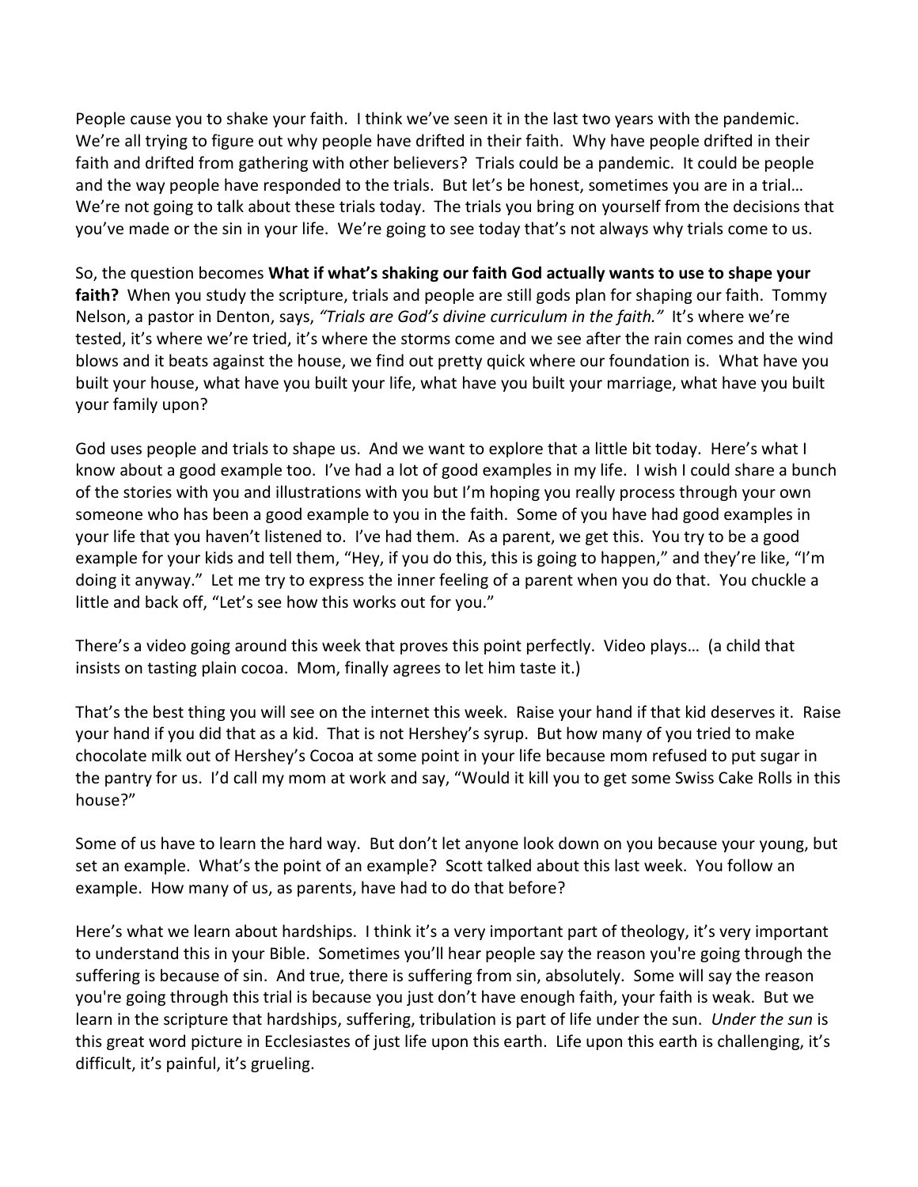People cause you to shake your faith. I think we've seen it in the last two years with the pandemic. We're all trying to figure out why people have drifted in their faith. Why have people drifted in their faith and drifted from gathering with other believers? Trials could be a pandemic. It could be people and the way people have responded to the trials. But let's be honest, sometimes you are in a trial… We're not going to talk about these trials today. The trials you bring on yourself from the decisions that you've made or the sin in your life. We're going to see today that's not always why trials come to us.

So, the question becomes **What if what's shaking our faith God actually wants to use to shape your faith?** When you study the scripture, trials and people are still gods plan for shaping our faith. Tommy Nelson, a pastor in Denton, says, *"Trials are God's divine curriculum in the faith."* It's where we're tested, it's where we're tried, it's where the storms come and we see after the rain comes and the wind blows and it beats against the house, we find out pretty quick where our foundation is. What have you built your house, what have you built your life, what have you built your marriage, what have you built your family upon?

God uses people and trials to shape us. And we want to explore that a little bit today. Here's what I know about a good example too. I've had a lot of good examples in my life. I wish I could share a bunch of the stories with you and illustrations with you but I'm hoping you really process through your own someone who has been a good example to you in the faith. Some of you have had good examples in your life that you haven't listened to. I've had them. As a parent, we get this. You try to be a good example for your kids and tell them, "Hey, if you do this, this is going to happen," and they're like, "I'm doing it anyway." Let me try to express the inner feeling of a parent when you do that. You chuckle a little and back off, "Let's see how this works out for you."

There's a video going around this week that proves this point perfectly. Video plays… (a child that insists on tasting plain cocoa. Mom, finally agrees to let him taste it.)

That's the best thing you will see on the internet this week. Raise your hand if that kid deserves it. Raise your hand if you did that as a kid. That is not Hershey's syrup. But how many of you tried to make chocolate milk out of Hershey's Cocoa at some point in your life because mom refused to put sugar in the pantry for us. I'd call my mom at work and say, "Would it kill you to get some Swiss Cake Rolls in this house?"

Some of us have to learn the hard way. But don't let anyone look down on you because your young, but set an example. What's the point of an example? Scott talked about this last week. You follow an example. How many of us, as parents, have had to do that before?

Here's what we learn about hardships. I think it's a very important part of theology, it's very important to understand this in your Bible. Sometimes you'll hear people say the reason you're going through the suffering is because of sin. And true, there is suffering from sin, absolutely. Some will say the reason you're going through this trial is because you just don't have enough faith, your faith is weak. But we learn in the scripture that hardships, suffering, tribulation is part of life under the sun. *Under the sun* is this great word picture in Ecclesiastes of just life upon this earth. Life upon this earth is challenging, it's difficult, it's painful, it's grueling.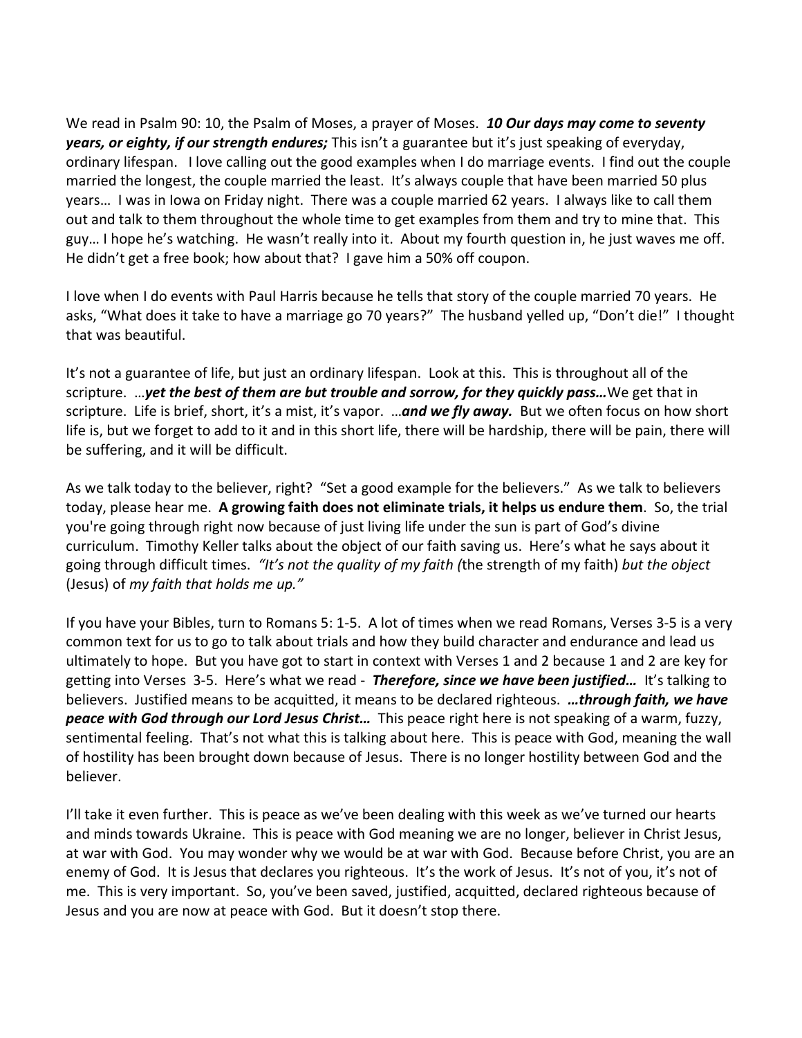We read in Psalm 90: 10, the Psalm of Moses, a prayer of Moses. ***10 Our days may come to seventy years, or eighty, if our strength endures;*** This isn't a guarantee but it's just speaking of everyday, ordinary lifespan. I love calling out the good examples when I do marriage events. I find out the couple married the longest, the couple married the least. It's always couple that have been married 50 plus years… I was in Iowa on Friday night. There was a couple married 62 years. I always like to call them out and talk to them throughout the whole time to get examples from them and try to mine that. This guy… I hope he's watching. He wasn't really into it. About my fourth question in, he just waves me off. He didn't get a free book; how about that? I gave him a 50% off coupon.

I love when I do events with Paul Harris because he tells that story of the couple married 70 years. He asks, "What does it take to have a marriage go 70 years?" The husband yelled up, "Don't die!" I thought that was beautiful.

It's not a guarantee of life, but just an ordinary lifespan. Look at this. This is throughout all of the scripture. …***yet the best of them are but trouble and sorrow, for they quickly pass…*** We get that in scripture. Life is brief, short, it's a mist, it's vapor. …***and we fly away.*** But we often focus on how short life is, but we forget to add to it and in this short life, there will be hardship, there will be pain, there will be suffering, and it will be difficult.

As we talk today to the believer, right? "Set a good example for the believers." As we talk to believers today, please hear me. **A growing faith does not eliminate trials, it helps us endure them**. So, the trial you're going through right now because of just living life under the sun is part of God's divine curriculum. Timothy Keller talks about the object of our faith saving us. Here's what he says about it going through difficult times. *"It's not the quality of my faith (*the strength of my faith) *but the object* (Jesus) of *my faith that holds me up."*

If you have your Bibles, turn to Romans 5: 1-5. A lot of times when we read Romans, Verses 3-5 is a very common text for us to go to talk about trials and how they build character and endurance and lead us ultimately to hope. But you have got to start in context with Verses 1 and 2 because 1 and 2 are key for getting into Verses 3-5. Here's what we read - ***Therefore, since we have been justified…*** It's talking to believers. Justified means to be acquitted, it means to be declared righteous. ***…through faith, we have peace with God through our Lord Jesus Christ…*** This peace right here is not speaking of a warm, fuzzy, sentimental feeling. That's not what this is talking about here. This is peace with God, meaning the wall of hostility has been brought down because of Jesus. There is no longer hostility between God and the believer.

I'll take it even further. This is peace as we've been dealing with this week as we've turned our hearts and minds towards Ukraine. This is peace with God meaning we are no longer, believer in Christ Jesus, at war with God. You may wonder why we would be at war with God. Because before Christ, you are an enemy of God. It is Jesus that declares you righteous. It's the work of Jesus. It's not of you, it's not of me. This is very important. So, you've been saved, justified, acquitted, declared righteous because of Jesus and you are now at peace with God. But it doesn't stop there.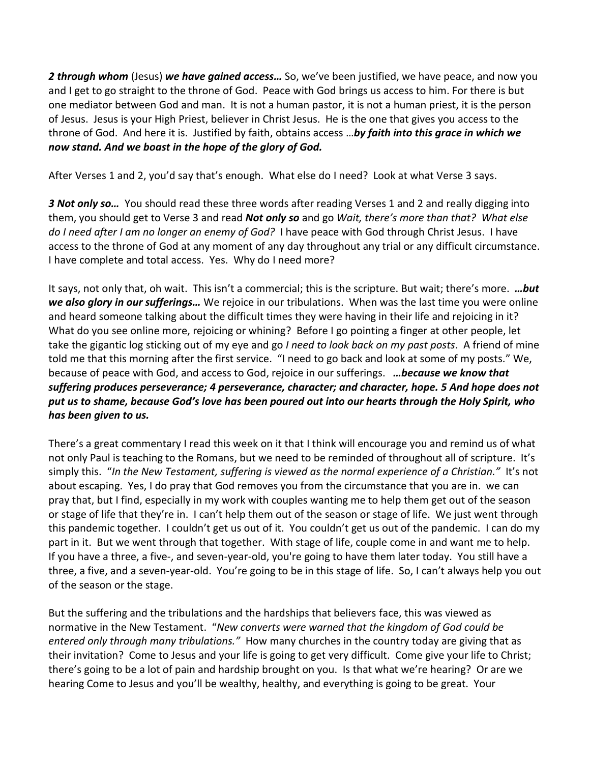***2 through whom*** (Jesus) ***we have gained access…*** So, we've been justified, we have peace, and now you and I get to go straight to the throne of God. Peace with God brings us access to him. For there is but one mediator between God and man. It is not a human pastor, it is not a human priest, it is the person of Jesus. Jesus is your High Priest, believer in Christ Jesus. He is the one that gives you access to the throne of God. And here it is. Justified by faith, obtains access …***by faith into this grace in which we now stand. And we boast in the hope of the glory of God.***

After Verses 1 and 2, you'd say that's enough. What else do I need? Look at what Verse 3 says.

***3 Not only so…*** You should read these three words after reading Verses 1 and 2 and really digging into them, you should get to Verse 3 and read ***Not only so*** and go *Wait, there's more than that? What else do I need after I am no longer an enemy of God?* I have peace with God through Christ Jesus. I have access to the throne of God at any moment of any day throughout any trial or any difficult circumstance. I have complete and total access. Yes. Why do I need more?

It says, not only that, oh wait. This isn't a commercial; this is the scripture. But wait; there's more. ***…but we also glory in our sufferings…*** We rejoice in our tribulations. When was the last time you were online and heard someone talking about the difficult times they were having in their life and rejoicing in it? What do you see online more, rejoicing or whining? Before I go pointing a finger at other people, let take the gigantic log sticking out of my eye and go *I need to look back on my past posts*. A friend of mine told me that this morning after the first service. "I need to go back and look at some of my posts." We, because of peace with God, and access to God, rejoice in our sufferings. ***…because we know that suffering produces perseverance; 4 perseverance, character; and character, hope. 5 And hope does not put us to shame, because God's love has been poured out into our hearts through the Holy Spirit, who has been given to us.***

There's a great commentary I read this week on it that I think will encourage you and remind us of what not only Paul is teaching to the Romans, but we need to be reminded of throughout all of scripture. It's simply this. "*In the New Testament, suffering is viewed as the normal experience of a Christian.*" It's not about escaping. Yes, I do pray that God removes you from the circumstance that you are in. we can pray that, but I find, especially in my work with couples wanting me to help them get out of the season or stage of life that they're in. I can't help them out of the season or stage of life. We just went through this pandemic together. I couldn't get us out of it. You couldn't get us out of the pandemic. I can do my part in it. But we went through that together. With stage of life, couple come in and want me to help. If you have a three, a five-, and seven-year-old, you're going to have them later today. You still have a three, a five, and a seven-year-old. You're going to be in this stage of life. So, I can't always help you out of the season or the stage.

But the suffering and the tribulations and the hardships that believers face, this was viewed as normative in the New Testament. "*New converts were warned that the kingdom of God could be entered only through many tribulations.*" How many churches in the country today are giving that as their invitation? Come to Jesus and your life is going to get very difficult. Come give your life to Christ; there's going to be a lot of pain and hardship brought on you. Is that what we're hearing? Or are we hearing Come to Jesus and you'll be wealthy, healthy, and everything is going to be great. Your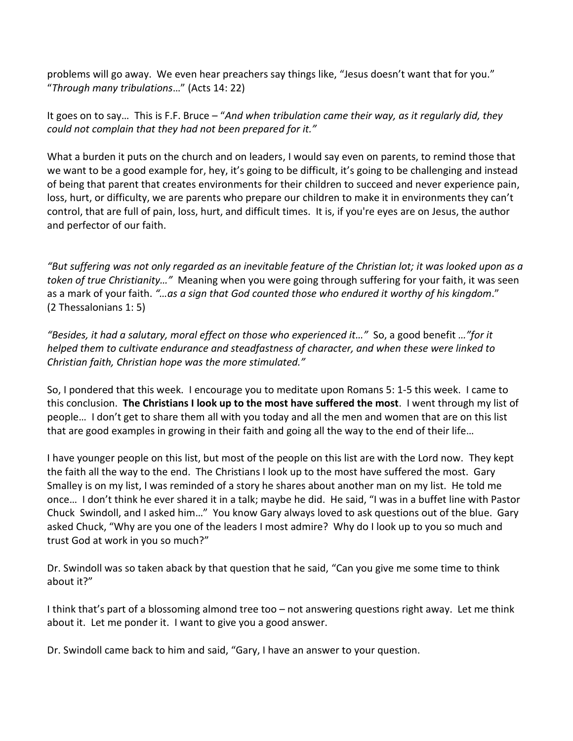problems will go away. We even hear preachers say things like, "Jesus doesn't want that for you." "*Through many tribulations*…" (Acts 14: 22)

It goes on to say… This is F.F. Bruce – "*And when tribulation came their way, as it regularly did, they could not complain that they had not been prepared for it."*

What a burden it puts on the church and on leaders, I would say even on parents, to remind those that we want to be a good example for, hey, it's going to be difficult, it's going to be challenging and instead of being that parent that creates environments for their children to succeed and never experience pain, loss, hurt, or difficulty, we are parents who prepare our children to make it in environments they can't control, that are full of pain, loss, hurt, and difficult times. It is, if you're eyes are on Jesus, the author and perfector of our faith.

*"But suffering was not only regarded as an inevitable feature of the Christian lot; it was looked upon as a token of true Christianity…"* Meaning when you were going through suffering for your faith, it was seen as a mark of your faith. *"…as a sign that God counted those who endured it worthy of his kingdom*." (2 Thessalonians 1: 5)

*"Besides, it had a salutary, moral effect on those who experienced it…"* So, a good benefit *…"for it helped them to cultivate endurance and steadfastness of character, and when these were linked to Christian faith, Christian hope was the more stimulated."*

So, I pondered that this week. I encourage you to meditate upon Romans 5: 1-5 this week. I came to this conclusion. **The Christians I look up to the most have suffered the most**. I went through my list of people… I don't get to share them all with you today and all the men and women that are on this list that are good examples in growing in their faith and going all the way to the end of their life…

I have younger people on this list, but most of the people on this list are with the Lord now. They kept the faith all the way to the end. The Christians I look up to the most have suffered the most. Gary Smalley is on my list, I was reminded of a story he shares about another man on my list. He told me once… I don't think he ever shared it in a talk; maybe he did. He said, "I was in a buffet line with Pastor Chuck Swindoll, and I asked him…" You know Gary always loved to ask questions out of the blue. Gary asked Chuck, "Why are you one of the leaders I most admire? Why do I look up to you so much and trust God at work in you so much?"

Dr. Swindoll was so taken aback by that question that he said, "Can you give me some time to think about it?"

I think that's part of a blossoming almond tree too – not answering questions right away. Let me think about it. Let me ponder it. I want to give you a good answer.

Dr. Swindoll came back to him and said, "Gary, I have an answer to your question.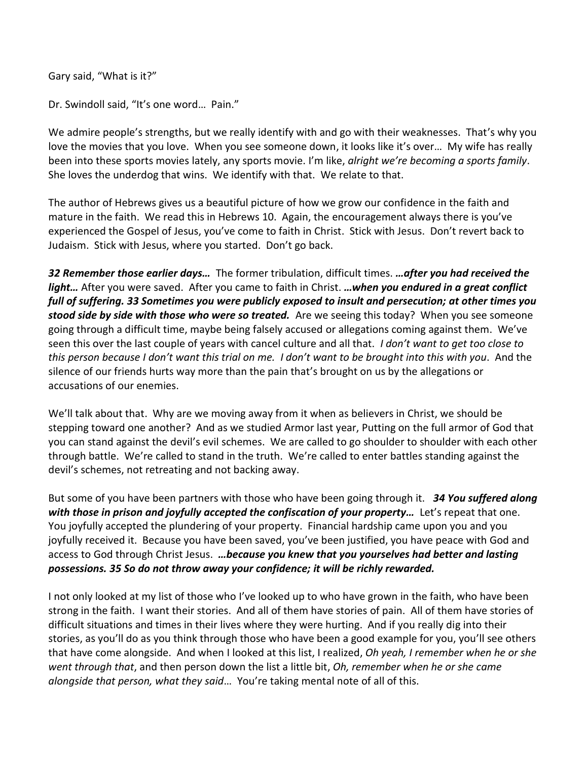Gary said, "What is it?"

Dr. Swindoll said, "It's one word… Pain."

We admire people's strengths, but we really identify with and go with their weaknesses. That's why you love the movies that you love. When you see someone down, it looks like it's over… My wife has really been into these sports movies lately, any sports movie. I'm like, *alright we're becoming a sports family*. She loves the underdog that wins. We identify with that. We relate to that.

The author of Hebrews gives us a beautiful picture of how we grow our confidence in the faith and mature in the faith. We read this in Hebrews 10. Again, the encouragement always there is you've experienced the Gospel of Jesus, you've come to faith in Christ. Stick with Jesus. Don't revert back to Judaism. Stick with Jesus, where you started. Don't go back.

***32 Remember those earlier days…*** The former tribulation, difficult times. ***…after you had received the light…*** After you were saved. After you came to faith in Christ. ***…when you endured in a great conflict full of suffering. 33 Sometimes you were publicly exposed to insult and persecution; at other times you stood side by side with those who were so treated.*** Are we seeing this today? When you see someone going through a difficult time, maybe being falsely accused or allegations coming against them. We've seen this over the last couple of years with cancel culture and all that. *I don't want to get too close to this person because I don't want this trial on me. I don't want to be brought into this with you*. And the silence of our friends hurts way more than the pain that's brought on us by the allegations or accusations of our enemies.

We'll talk about that. Why are we moving away from it when as believers in Christ, we should be stepping toward one another? And as we studied Armor last year, Putting on the full armor of God that you can stand against the devil's evil schemes. We are called to go shoulder to shoulder with each other through battle. We're called to stand in the truth. We're called to enter battles standing against the devil's schemes, not retreating and not backing away.

But some of you have been partners with those who have been going through it. ***34 You suffered along with those in prison and joyfully accepted the confiscation of your property…*** Let's repeat that one. You joyfully accepted the plundering of your property. Financial hardship came upon you and you joyfully received it. Because you have been saved, you've been justified, you have peace with God and access to God through Christ Jesus. ***…because you knew that you yourselves had better and lasting possessions. 35 So do not throw away your confidence; it will be richly rewarded.***

I not only looked at my list of those who I've looked up to who have grown in the faith, who have been strong in the faith. I want their stories. And all of them have stories of pain. All of them have stories of difficult situations and times in their lives where they were hurting. And if you really dig into their stories, as you'll do as you think through those who have been a good example for you, you'll see others that have come alongside. And when I looked at this list, I realized, *Oh yeah, I remember when he or she went through that*, and then person down the list a little bit, *Oh, remember when he or she came alongside that person, what they said*… You're taking mental note of all of this.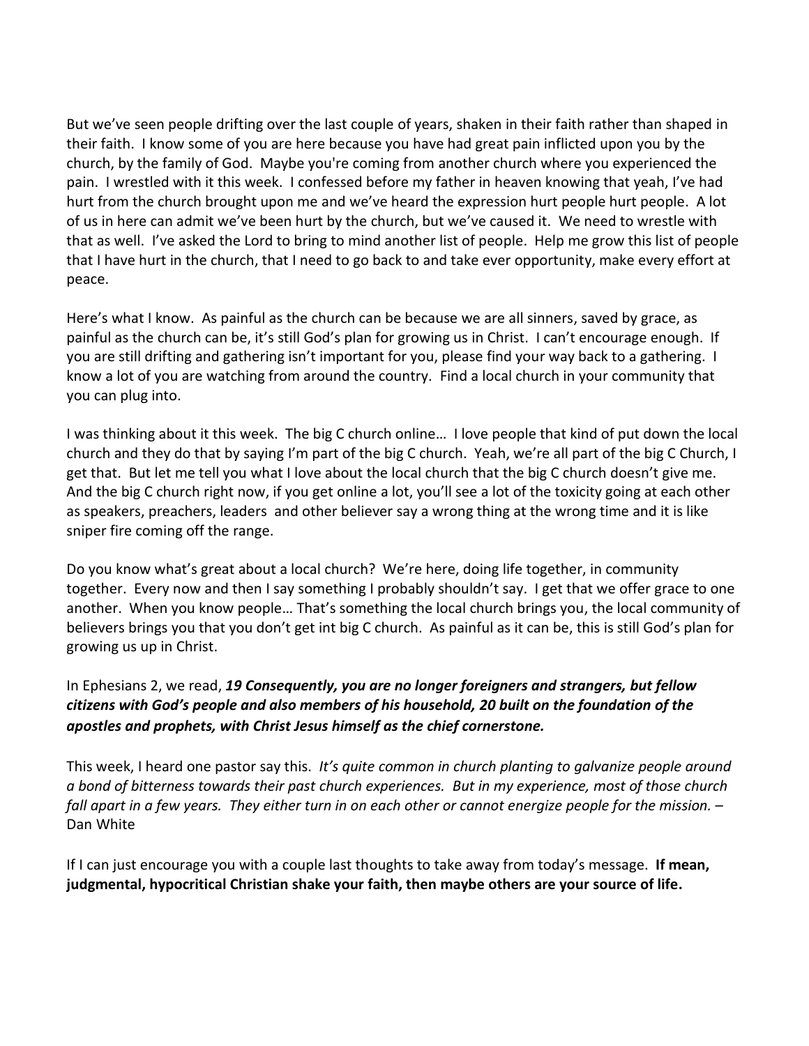But we've seen people drifting over the last couple of years, shaken in their faith rather than shaped in their faith. I know some of you are here because you have had great pain inflicted upon you by the church, by the family of God. Maybe you're coming from another church where you experienced the pain. I wrestled with it this week. I confessed before my father in heaven knowing that yeah, I've had hurt from the church brought upon me and we've heard the expression hurt people hurt people. A lot of us in here can admit we've been hurt by the church, but we've caused it. We need to wrestle with that as well. I've asked the Lord to bring to mind another list of people. Help me grow this list of people that I have hurt in the church, that I need to go back to and take ever opportunity, make every effort at peace.

Here's what I know. As painful as the church can be because we are all sinners, saved by grace, as painful as the church can be, it's still God's plan for growing us in Christ. I can't encourage enough. If you are still drifting and gathering isn't important for you, please find your way back to a gathering. I know a lot of you are watching from around the country. Find a local church in your community that you can plug into.

I was thinking about it this week. The big C church online… I love people that kind of put down the local church and they do that by saying I'm part of the big C church. Yeah, we're all part of the big C Church, I get that. But let me tell you what I love about the local church that the big C church doesn't give me. And the big C church right now, if you get online a lot, you'll see a lot of the toxicity going at each other as speakers, preachers, leaders and other believer say a wrong thing at the wrong time and it is like sniper fire coming off the range.

Do you know what's great about a local church? We're here, doing life together, in community together. Every now and then I say something I probably shouldn't say. I get that we offer grace to one another. When you know people… That's something the local church brings you, the local community of believers brings you that you don't get int big C church. As painful as it can be, this is still God's plan for growing us up in Christ.

In Ephesians 2, we read, ***19 Consequently, you are no longer foreigners and strangers, but fellow citizens with God's people and also members of his household, 20 built on the foundation of the apostles and prophets, with Christ Jesus himself as the chief cornerstone.***

This week, I heard one pastor say this. *It's quite common in church planting to galvanize people around a bond of bitterness towards their past church experiences. But in my experience, most of those church fall apart in a few years. They either turn in on each other or cannot energize people for the mission.* – Dan White

If I can just encourage you with a couple last thoughts to take away from today's message. **If mean, judgmental, hypocritical Christian shake your faith, then maybe others are your source of life.**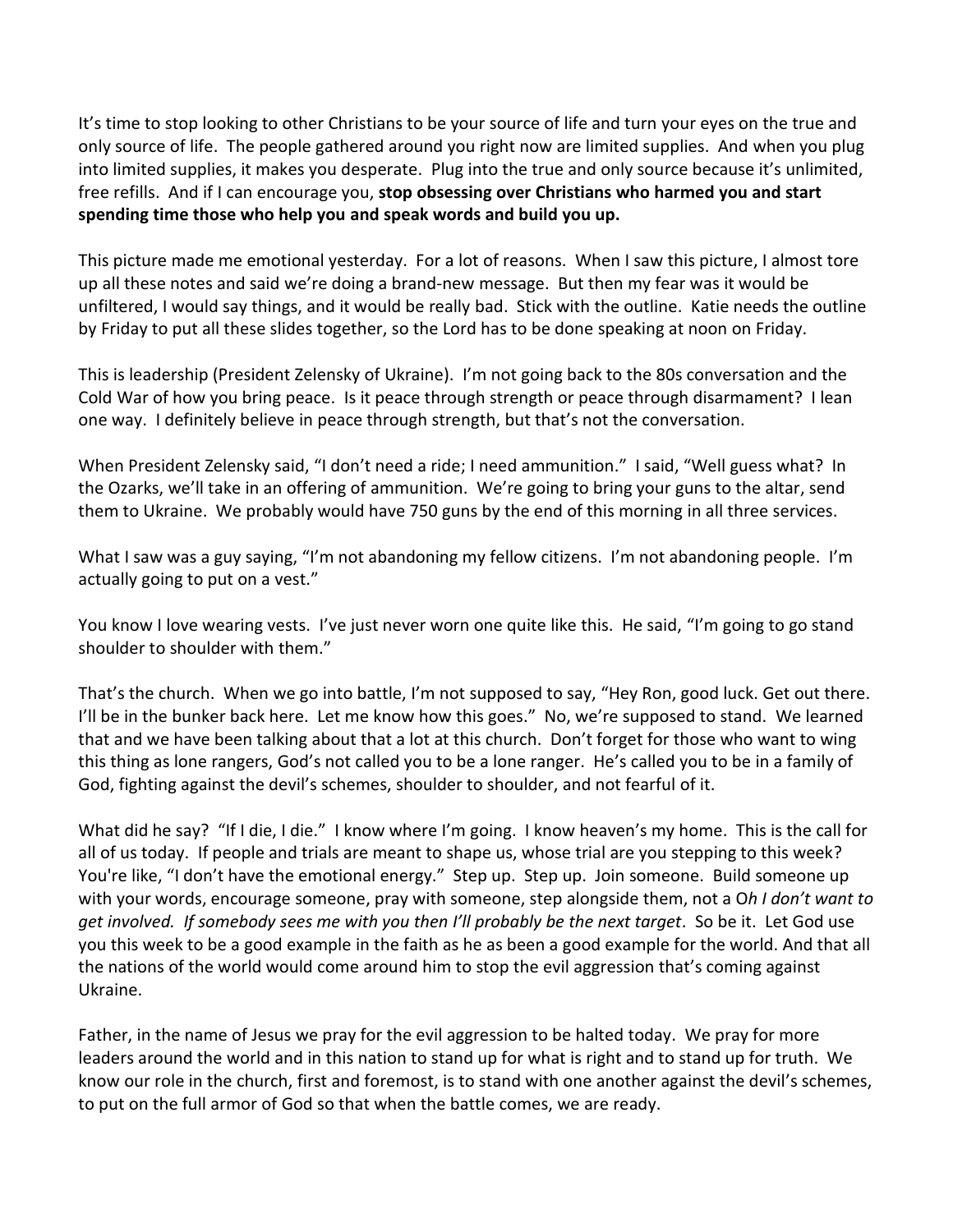It's time to stop looking to other Christians to be your source of life and turn your eyes on the true and only source of life. The people gathered around you right now are limited supplies. And when you plug into limited supplies, it makes you desperate. Plug into the true and only source because it's unlimited, free refills. And if I can encourage you, **stop obsessing over Christians who harmed you and start spending time those who help you and speak words and build you up.**

This picture made me emotional yesterday. For a lot of reasons. When I saw this picture, I almost tore up all these notes and said we're doing a brand-new message. But then my fear was it would be unfiltered, I would say things, and it would be really bad. Stick with the outline. Katie needs the outline by Friday to put all these slides together, so the Lord has to be done speaking at noon on Friday.

This is leadership (President Zelensky of Ukraine). I'm not going back to the 80s conversation and the Cold War of how you bring peace. Is it peace through strength or peace through disarmament? I lean one way. I definitely believe in peace through strength, but that's not the conversation.

When President Zelensky said, "I don't need a ride; I need ammunition." I said, "Well guess what? In the Ozarks, we'll take in an offering of ammunition. We're going to bring your guns to the altar, send them to Ukraine. We probably would have 750 guns by the end of this morning in all three services.

What I saw was a guy saying, "I'm not abandoning my fellow citizens. I'm not abandoning people. I'm actually going to put on a vest."

You know I love wearing vests. I've just never worn one quite like this. He said, "I'm going to go stand shoulder to shoulder with them."

That's the church. When we go into battle, I'm not supposed to say, "Hey Ron, good luck. Get out there. I'll be in the bunker back here. Let me know how this goes." No, we're supposed to stand. We learned that and we have been talking about that a lot at this church. Don't forget for those who want to wing this thing as lone rangers, God's not called you to be a lone ranger. He's called you to be in a family of God, fighting against the devil's schemes, shoulder to shoulder, and not fearful of it.

What did he say? "If I die, I die." I know where I'm going. I know heaven's my home. This is the call for all of us today. If people and trials are meant to shape us, whose trial are you stepping to this week? You're like, "I don't have the emotional energy." Step up. Step up. Join someone. Build someone up with your words, encourage someone, pray with someone, step alongside them, not a O*h I don't want to get involved. If somebody sees me with you then I'll probably be the next target*. So be it. Let God use you this week to be a good example in the faith as he as been a good example for the world. And that all the nations of the world would come around him to stop the evil aggression that's coming against Ukraine.

Father, in the name of Jesus we pray for the evil aggression to be halted today. We pray for more leaders around the world and in this nation to stand up for what is right and to stand up for truth. We know our role in the church, first and foremost, is to stand with one another against the devil's schemes, to put on the full armor of God so that when the battle comes, we are ready.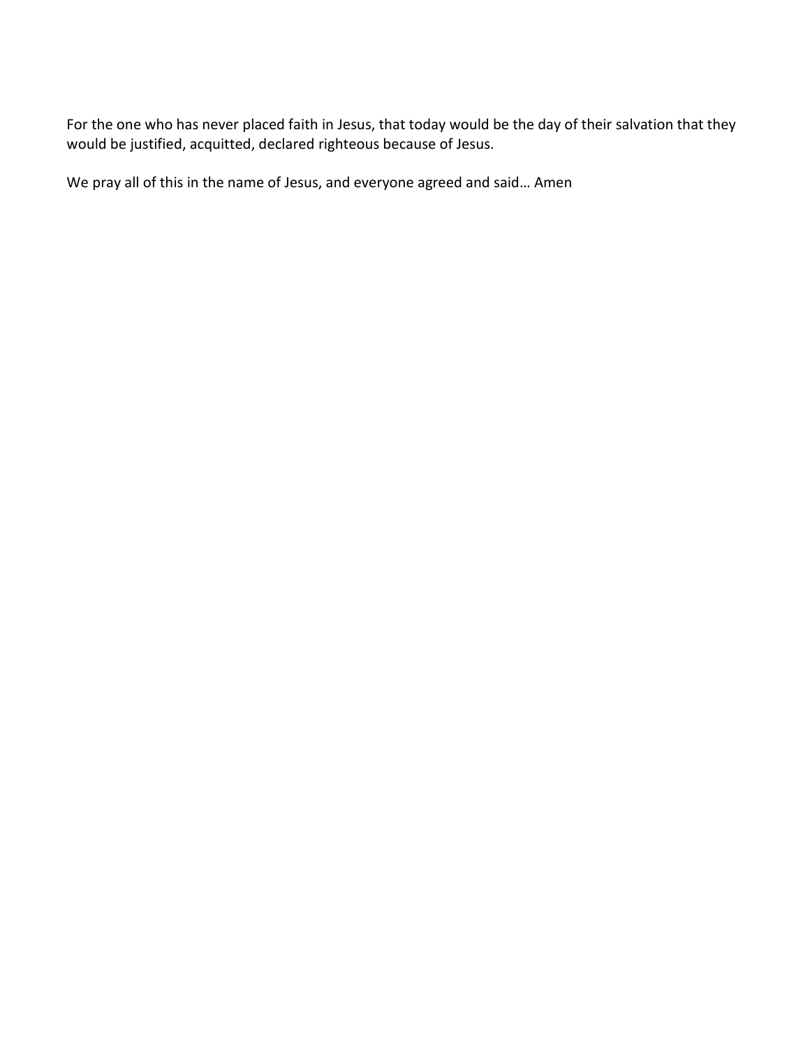For the one who has never placed faith in Jesus, that today would be the day of their salvation that they would be justified, acquitted, declared righteous because of Jesus.

We pray all of this in the name of Jesus, and everyone agreed and said… Amen